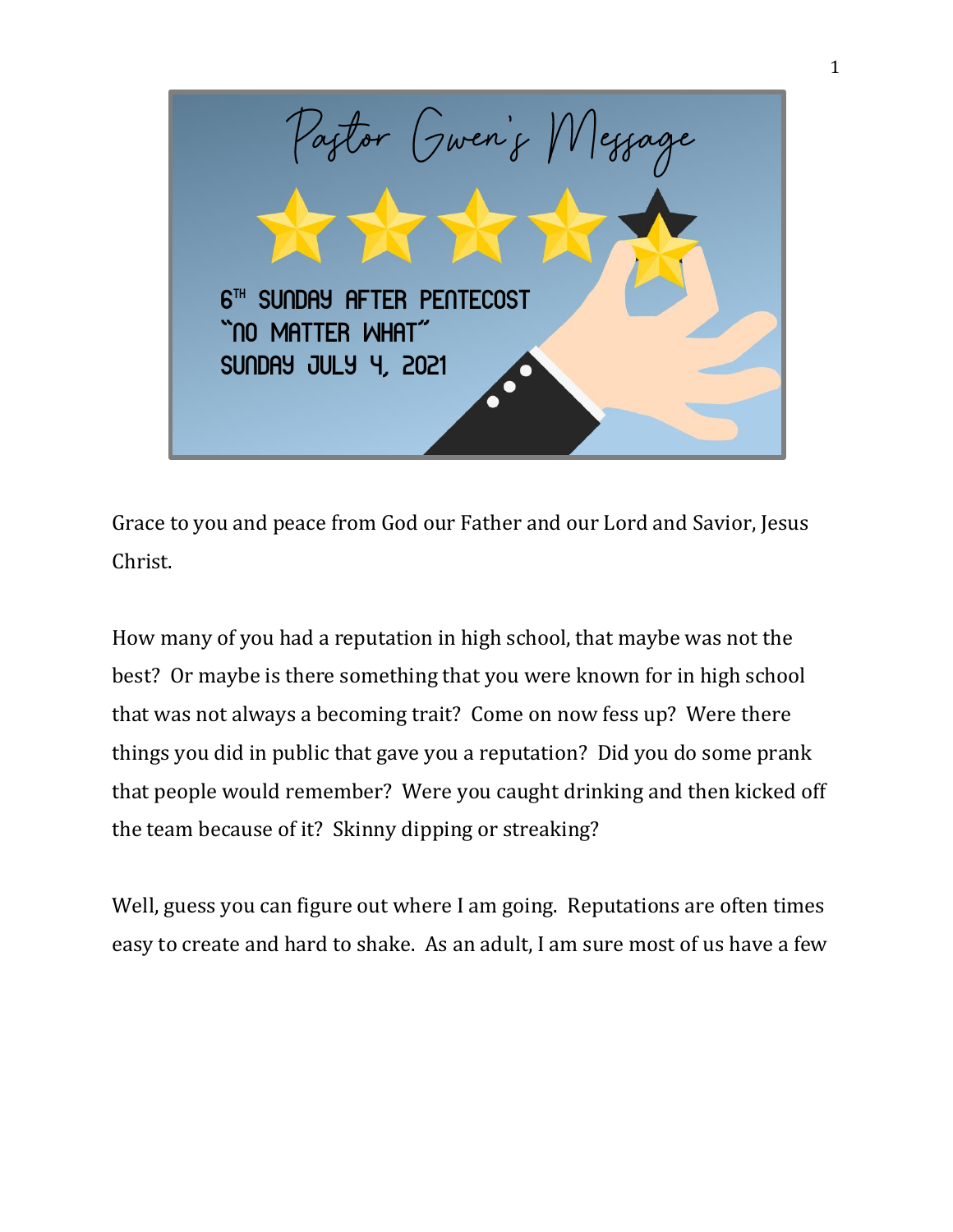# Pastor Gwen's Message

6TH SUNDAY AFTER PENTECOST
"NO MATTER WHAT"
SUNDAY JULY 4, 2021

Grace to you and peace from God our Father and our Lord and Savior, Jesus Christ.

How many of you had a reputation in high school, that maybe was not the best? Or maybe is there something that you were known for in high school that was not always a becoming trait? Come on now fess up? Were there things you did in public that gave you a reputation? Did you do some prank that people would remember? Were you caught drinking and then kicked off the team because of it? Skinny dipping or streaking?

Well, guess you can figure out where I am going. Reputations are often times easy to create and hard to shake. As an adult, I am sure most of us have a few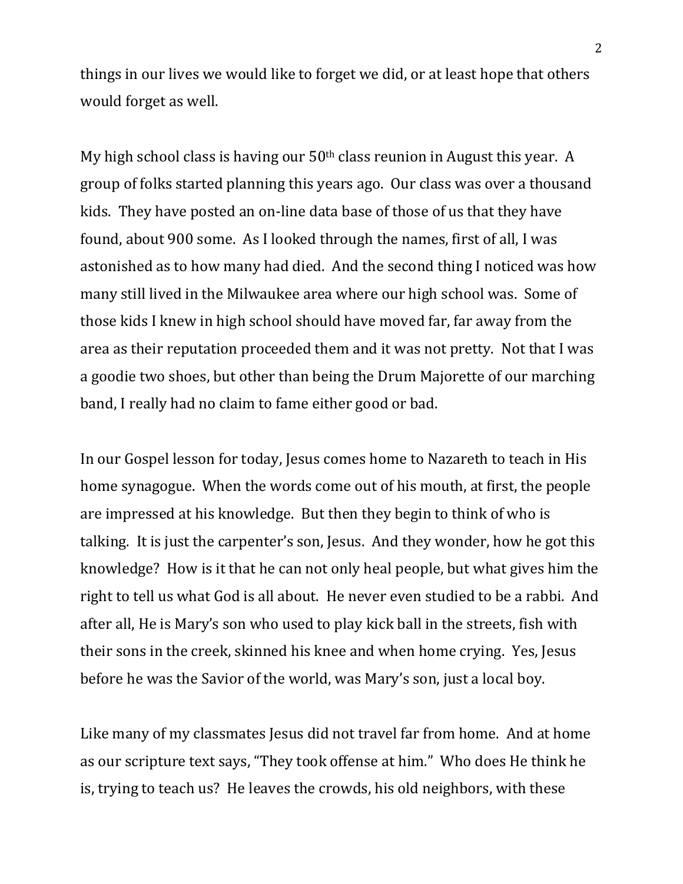things in our lives we would like to forget we did, or at least hope that others would forget as well.

My high school class is having our 50th class reunion in August this year. A group of folks started planning this years ago. Our class was over a thousand kids. They have posted an on-line data base of those of us that they have found, about 900 some. As I looked through the names, first of all, I was astonished as to how many had died. And the second thing I noticed was how many still lived in the Milwaukee area where our high school was. Some of those kids I knew in high school should have moved far, far away from the area as their reputation proceeded them and it was not pretty. Not that I was a goodie two shoes, but other than being the Drum Majorette of our marching band, I really had no claim to fame either good or bad.

In our Gospel lesson for today, Jesus comes home to Nazareth to teach in His home synagogue. When the words come out of his mouth, at first, the people are impressed at his knowledge. But then they begin to think of who is talking. It is just the carpenter's son, Jesus. And they wonder, how he got this knowledge? How is it that he can not only heal people, but what gives him the right to tell us what God is all about. He never even studied to be a rabbi. And after all, He is Mary's son who used to play kick ball in the streets, fish with their sons in the creek, skinned his knee and when home crying. Yes, Jesus before he was the Savior of the world, was Mary's son, just a local boy.

Like many of my classmates Jesus did not travel far from home. And at home as our scripture text says, "They took offense at him." Who does He think he is, trying to teach us? He leaves the crowds, his old neighbors, with these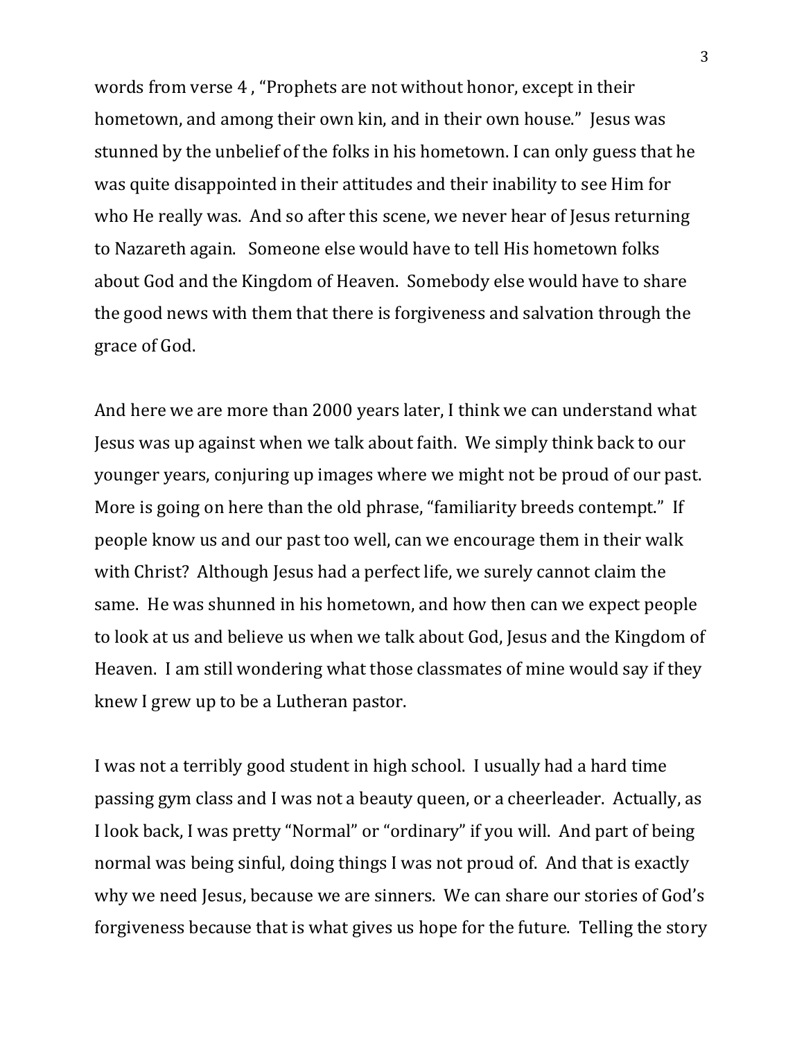words from verse 4 , "Prophets are not without honor, except in their hometown, and among their own kin, and in their own house." Jesus was stunned by the unbelief of the folks in his hometown. I can only guess that he was quite disappointed in their attitudes and their inability to see Him for who He really was. And so after this scene, we never hear of Jesus returning to Nazareth again. Someone else would have to tell His hometown folks about God and the Kingdom of Heaven. Somebody else would have to share the good news with them that there is forgiveness and salvation through the grace of God.

And here we are more than 2000 years later, I think we can understand what Jesus was up against when we talk about faith. We simply think back to our younger years, conjuring up images where we might not be proud of our past. More is going on here than the old phrase, "familiarity breeds contempt." If people know us and our past too well, can we encourage them in their walk with Christ? Although Jesus had a perfect life, we surely cannot claim the same. He was shunned in his hometown, and how then can we expect people to look at us and believe us when we talk about God, Jesus and the Kingdom of Heaven. I am still wondering what those classmates of mine would say if they knew I grew up to be a Lutheran pastor.

I was not a terribly good student in high school. I usually had a hard time passing gym class and I was not a beauty queen, or a cheerleader. Actually, as I look back, I was pretty "Normal" or "ordinary" if you will. And part of being normal was being sinful, doing things I was not proud of. And that is exactly why we need Jesus, because we are sinners. We can share our stories of God's forgiveness because that is what gives us hope for the future. Telling the story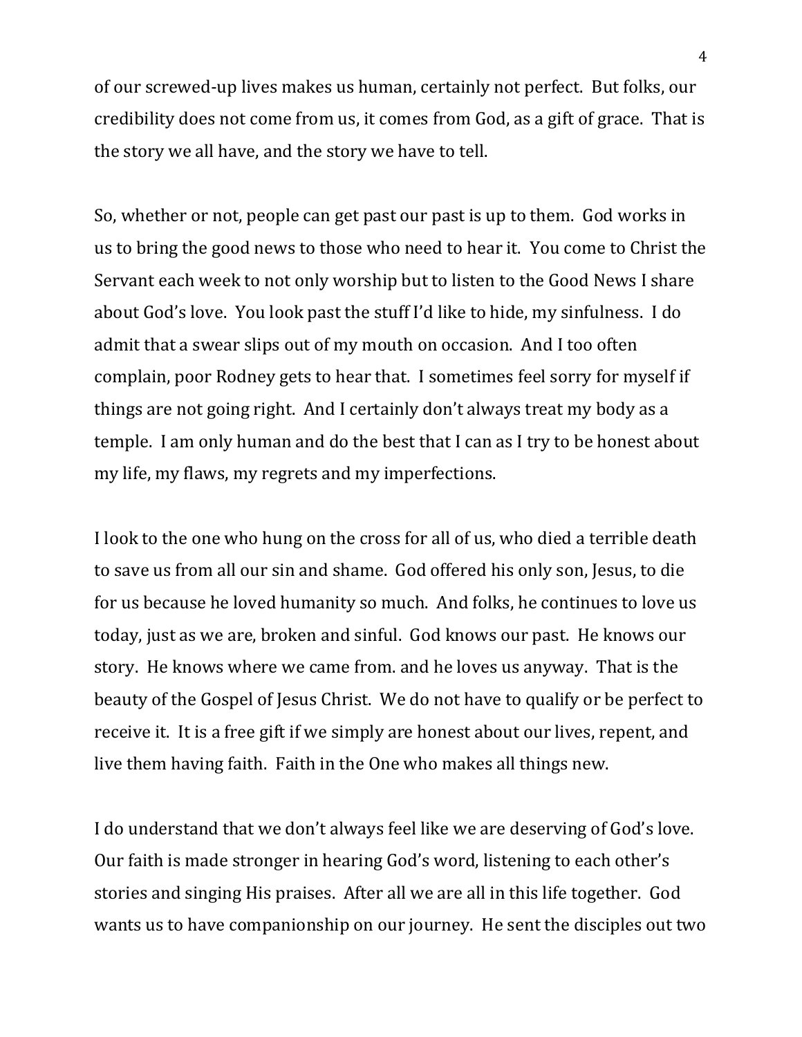of our screwed-up lives makes us human, certainly not perfect. But folks, our credibility does not come from us, it comes from God, as a gift of grace. That is the story we all have, and the story we have to tell.

So, whether or not, people can get past our past is up to them. God works in us to bring the good news to those who need to hear it. You come to Christ the Servant each week to not only worship but to listen to the Good News I share about God's love. You look past the stuff I'd like to hide, my sinfulness. I do admit that a swear slips out of my mouth on occasion. And I too often complain, poor Rodney gets to hear that. I sometimes feel sorry for myself if things are not going right. And I certainly don't always treat my body as a temple. I am only human and do the best that I can as I try to be honest about my life, my flaws, my regrets and my imperfections.

I look to the one who hung on the cross for all of us, who died a terrible death to save us from all our sin and shame. God offered his only son, Jesus, to die for us because he loved humanity so much. And folks, he continues to love us today, just as we are, broken and sinful. God knows our past. He knows our story. He knows where we came from. and he loves us anyway. That is the beauty of the Gospel of Jesus Christ. We do not have to qualify or be perfect to receive it. It is a free gift if we simply are honest about our lives, repent, and live them having faith. Faith in the One who makes all things new.

I do understand that we don't always feel like we are deserving of God's love. Our faith is made stronger in hearing God's word, listening to each other's stories and singing His praises. After all we are all in this life together. God wants us to have companionship on our journey. He sent the disciples out two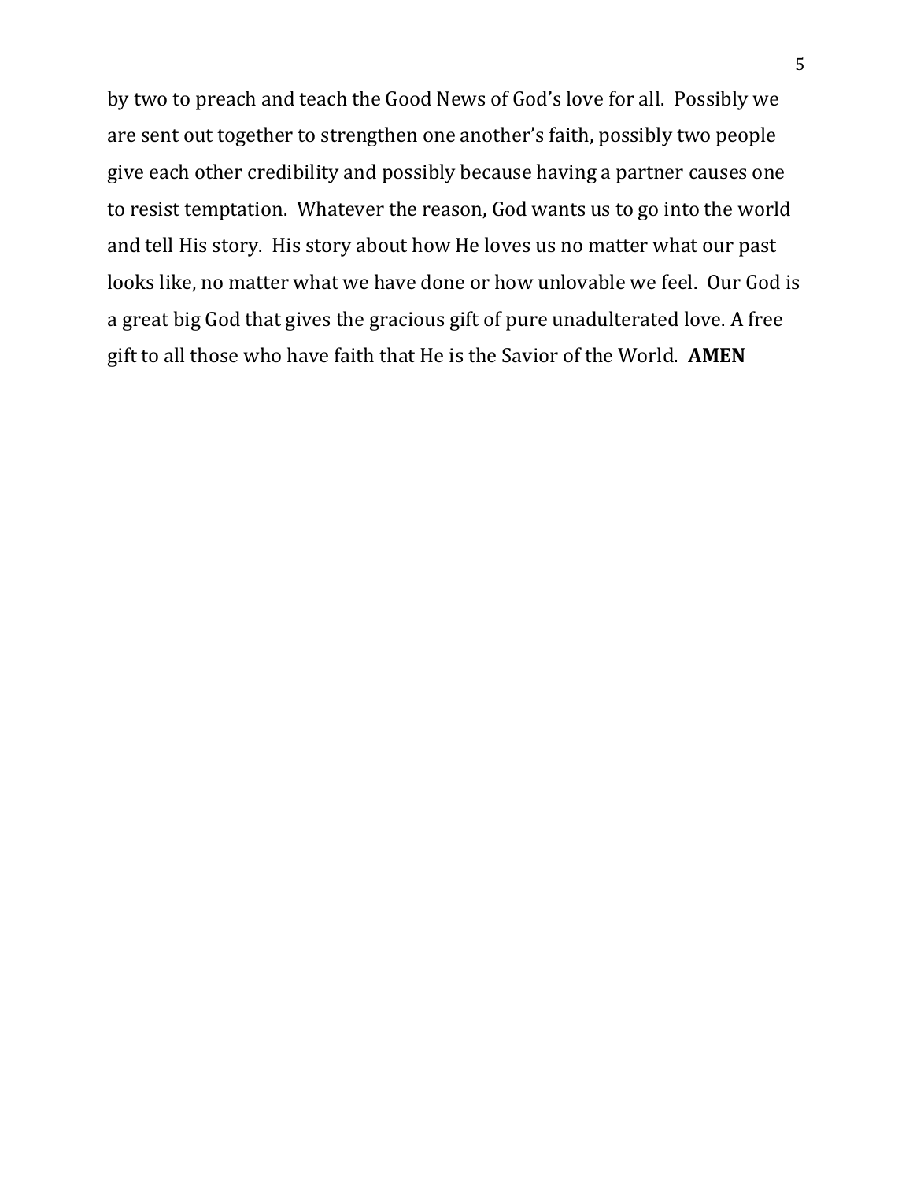by two to preach and teach the Good News of God's love for all. Possibly we are sent out together to strengthen one another's faith, possibly two people give each other credibility and possibly because having a partner causes one to resist temptation. Whatever the reason, God wants us to go into the world and tell His story. His story about how He loves us no matter what our past looks like, no matter what we have done or how unlovable we feel. Our God is a great big God that gives the gracious gift of pure unadulterated love. A free gift to all those who have faith that He is the Savior of the World. **AMEN**